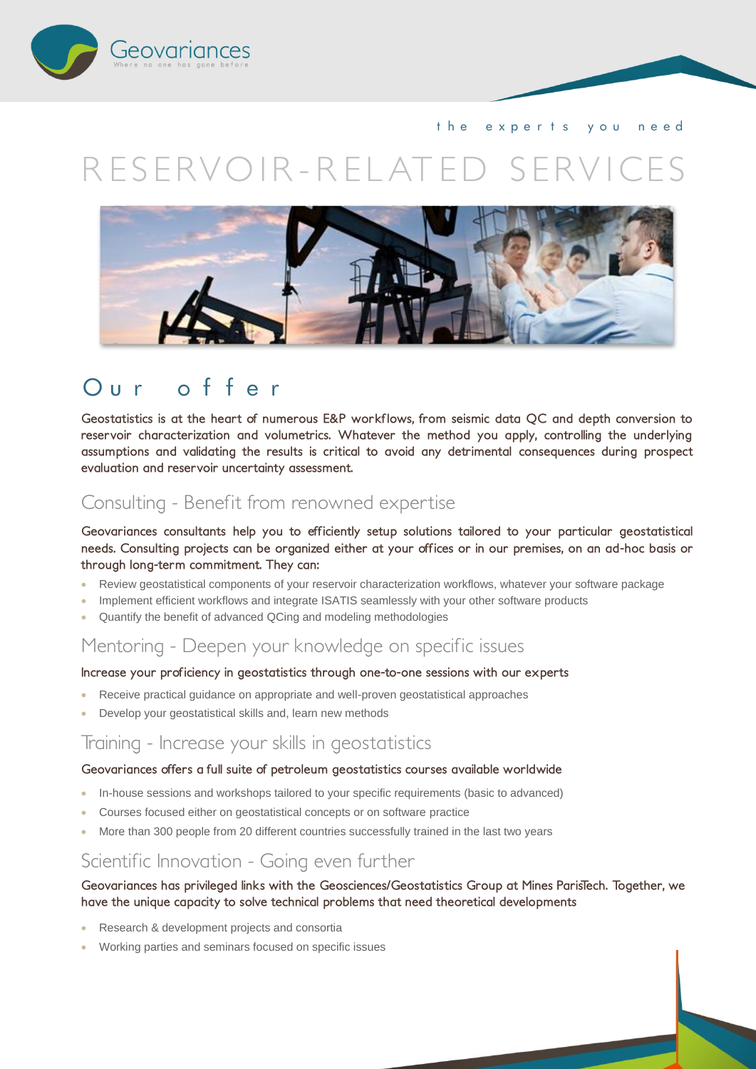Geovariances

Where no one has gone before

the experts you need

# RESERVOIR-RELATED SERVICES

## Our offer

Geostatistics is at the heart of numerous E&P workflows, from seismic data QC and depth conversion to reservoir characterization and volumetrics. Whatever the method you apply, controlling the underlying assumptions and validating the results is critical to avoid any detrimental consequences during prospect evaluation and reservoir uncertainty assessment.

### Consulting - Benefit from renowned expertise

Geovariances consultants help you to efficiently setup solutions tailored to your particular geostatistical needs. Consulting projects can be organized either at your offices or in our premises, on an ad-hoc basis or through long-term commitment. They can:

- Review geostatistical components of your reservoir characterization workflows, whatever your software package
- Implement efficient workflows and integrate ISATIS seamlessly with your other software products
- Quantify the benefit of advanced QCing and modeling methodologies

### Mentoring - Deepen your knowledge on specific issues

Increase your proficiency in geostatistics through one-to-one sessions with our experts

- Receive practical guidance on appropriate and well-proven geostatistical approaches
- Develop your geostatistical skills and, learn new methods

### Training - Increase your skills in geostatistics

Geovariances offers a full suite of petroleum geostatistics courses available worldwide

- In-house sessions and workshops tailored to your specific requirements (basic to advanced)
- Courses focused either on geostatistical concepts or on software practice
- More than 300 people from 20 different countries successfully trained in the last two years

### Scientific Innovation - Going even further

Geovariances has privileged links with the Geosciences/Geostatistics Group at Mines ParisTech. Together, we have the unique capacity to solve technical problems that need theoretical developments

- Research & development projects and consortia
- Working parties and seminars focused on specific issues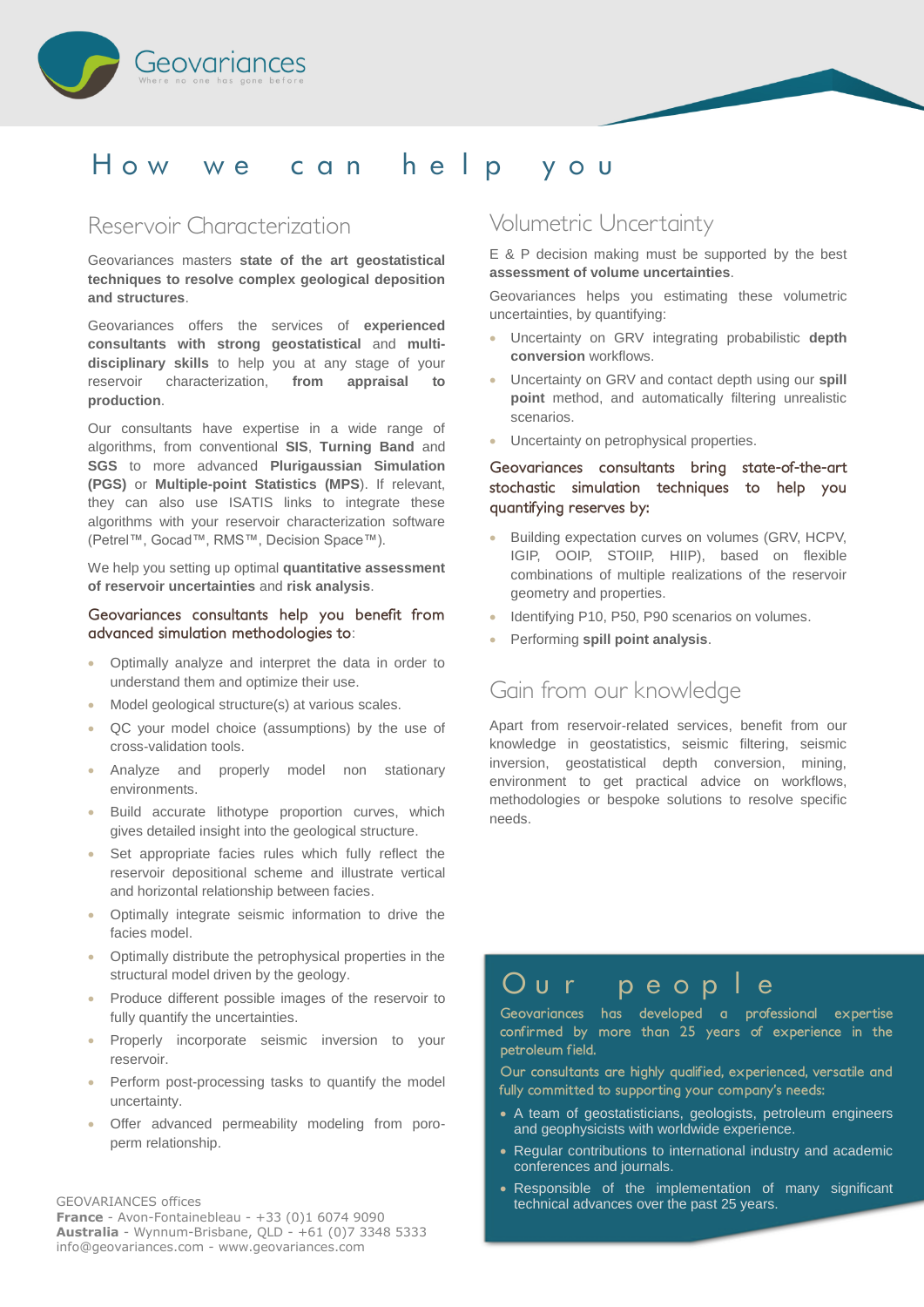# How we can help you

## Reservoir Characterization

Geovariances masters **state of the art geostatistical techniques to resolve complex geological deposition and structures**.

Geovariances offers the services of **experienced consultants with strong geostatistical** and **multi-disciplinary skills** to help you at any stage of your reservoir characterization, **from appraisal to production**.

Our consultants have expertise in a wide range of algorithms, from conventional **SIS**, **Turning Band** and **SGS** to more advanced **Plurigaussian Simulation (PGS)** or **Multiple-point Statistics (MPS)**. If relevant, they can also use ISATIS links to integrate these algorithms with your reservoir characterization software (Petrel™, Gocad™, RMS™, Decision Space™).

We help you setting up optimal **quantitative assessment of reservoir uncertainties** and **risk analysis**.

Geovariances consultants help you benefit from advanced simulation methodologies to:

- Optimally analyze and interpret the data in order to understand them and optimize their use.
- Model geological structure(s) at various scales.
- QC your model choice (assumptions) by the use of cross-validation tools.
- Analyze and properly model non stationary environments.
- Build accurate lithotype proportion curves, which gives detailed insight into the geological structure.
- Set appropriate facies rules which fully reflect the reservoir depositional scheme and illustrate vertical and horizontal relationship between facies.
- Optimally integrate seismic information to drive the facies model.
- Optimally distribute the petrophysical properties in the structural model driven by the geology.
- Produce different possible images of the reservoir to fully quantify the uncertainties.
- Properly incorporate seismic inversion to your reservoir.
- Perform post-processing tasks to quantify the model uncertainty.
- Offer advanced permeability modeling from poro-perm relationship.

## Volumetric Uncertainty

E & P decision making must be supported by the best **assessment of volume uncertainties**.

Geovariances helps you estimating these volumetric uncertainties, by quantifying:

- Uncertainty on GRV integrating probabilistic **depth conversion** workflows.
- Uncertainty on GRV and contact depth using our **spill point** method, and automatically filtering unrealistic scenarios.
- Uncertainty on petrophysical properties.

Geovariances consultants bring state-of-the-art stochastic simulation techniques to help you quantifying reserves by:

- Building expectation curves on volumes (GRV, HCPV, IGIP, OOIP, STOIIP, HIIP), based on flexible combinations of multiple realizations of the reservoir geometry and properties.
- Identifying P10, P50, P90 scenarios on volumes.
- Performing **spill point analysis**.

## Gain from our knowledge

Apart from reservoir-related services, benefit from our knowledge in geostatistics, seismic filtering, seismic inversion, geostatistical depth conversion, mining, environment to get practical advice on workflows, methodologies or bespoke solutions to resolve specific needs.

## Our people

Geovariances has developed a professional expertise confirmed by more than 25 years of experience in the petroleum field.

Our consultants are highly qualified, experienced, versatile and fully committed to supporting your company's needs:

- A team of geostatisticians, geologists, petroleum engineers and geophysicists with worldwide experience.
- Regular contributions to international industry and academic conferences and journals.
- Responsible of the implementation of many significant technical advances over the past 25 years.

GEOVARIANCES offices
**France** - Avon-Fontainebleau - +33 (0)1 6074 9090
**Australia** - Wynnum-Brisbane, QLD - +61 (0)7 3348 5333
info@geovariances.com - www.geovariances.com